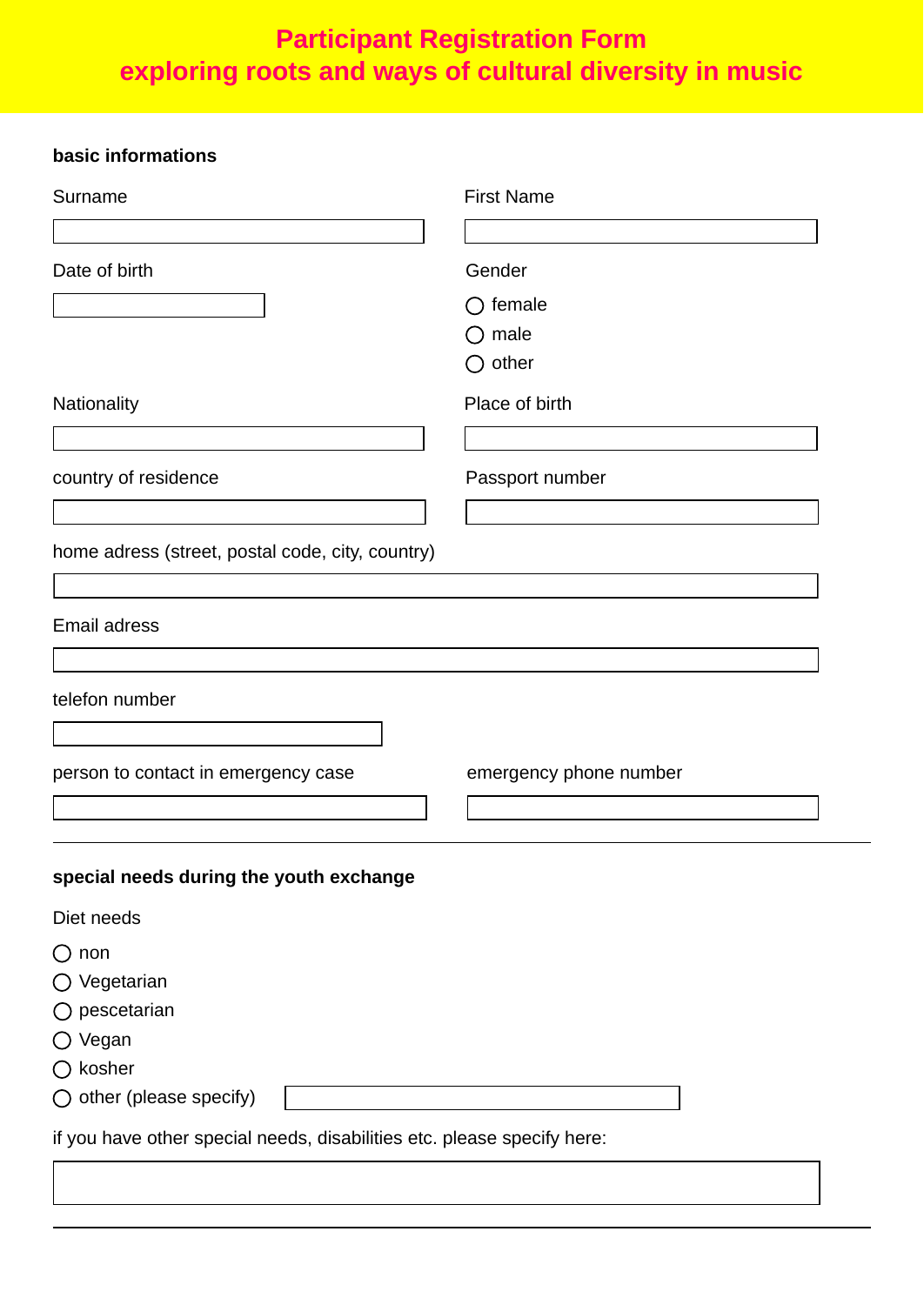# Participant Registration Form
## exploring roots and ways of cultural diversity in music

**basic informations**

Surname

First Name

Date of birth

Gender

- ◯ female
- ◯ male
- ◯ other

Nationality

Place of birth

country of residence

Passport number

home adress (street, postal code, city, country)

Email adress

telefon number

person to contact in emergency case

emergency phone number

---

**special needs during the youth exchange**

Diet needs

- ◯ non
- ◯ Vegetarian
- ◯ pescetarian
- ◯ Vegan
- ◯ kosher
- ◯ other (please specify)

if you have other special needs, disabilities etc. please specify here:

---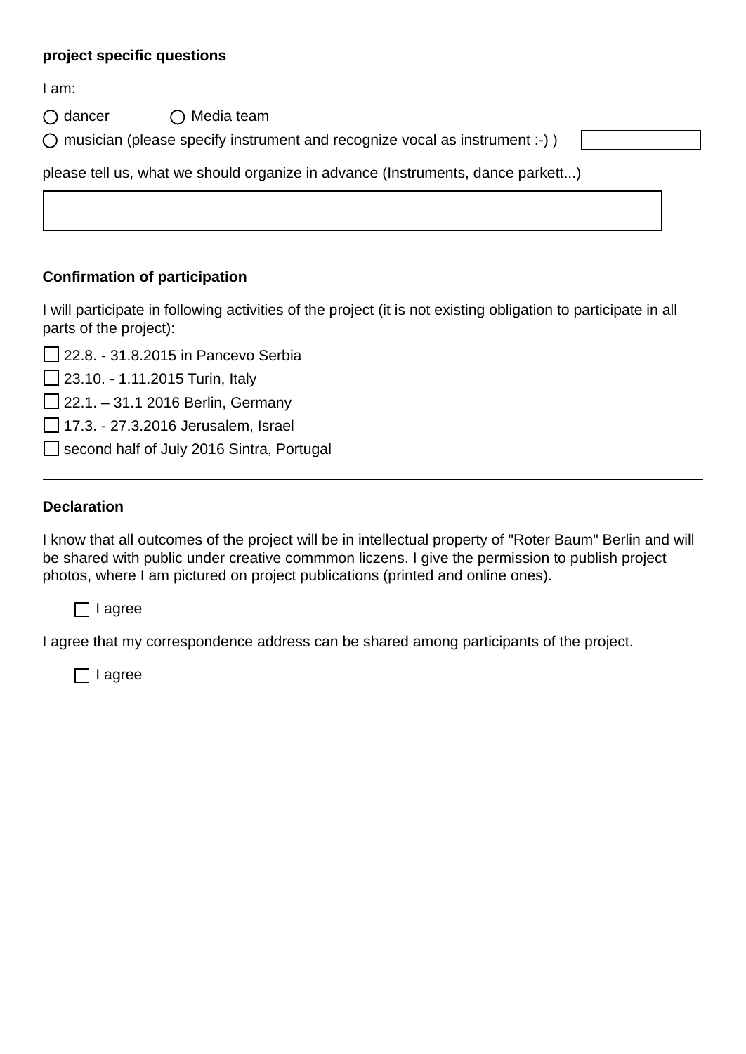**project specific questions**

I am:

◯ dancer ◯ Media team

◯ musician (please specify instrument and recognize vocal as instrument :-) )

please tell us, what we should organize in advance (Instruments, dance parkett...)

---

**Confirmation of participation**

I will participate in following activities of the project (it is not existing obligation to participate in all parts of the project):

- ☐ 22.8. - 31.8.2015 in Pancevo Serbia
- ☐ 23.10. - 1.11.2015 Turin, Italy
- ☐ 22.1. – 31.1 2016 Berlin, Germany
- ☐ 17.3. - 27.3.2016 Jerusalem, Israel
- ☐ second half of July 2016 Sintra, Portugal

---

**Declaration**

I know that all outcomes of the project will be in intellectual property of "Roter Baum" Berlin and will be shared with public under creative commmon liczens. I give the permission to publish project photos, where I am pictured on project publications (printed and online ones).

☐ I agree

I agree that my correspondence address can be shared among participants of the project.

☐ I agree